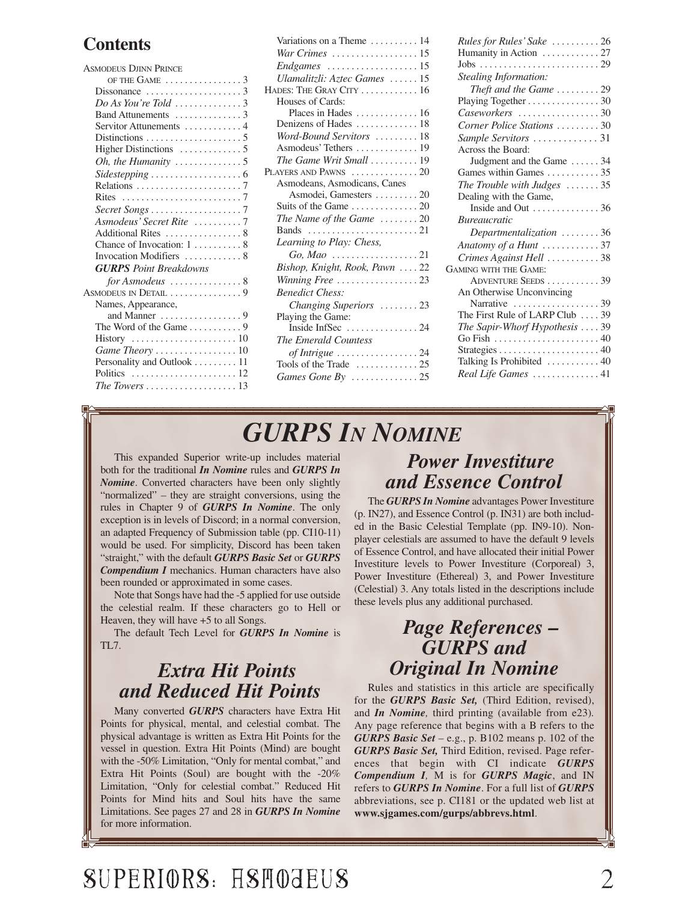# Contents

ASMODEUS DJINN PRINCE OF THE GAME . . . . . . . . . . . . . . . . 3
- Dissonance . . . . . . . . . . . . . . . . . . . . 3
- *Do As You're Told* . . . . . . . . . . . . . 3
- Band Attunements . . . . . . . . . . . . . . 3
- Servitor Attunements . . . . . . . . . . . . 4
- Distinctions . . . . . . . . . . . . . . . . . . . . 5
- Higher Distinctions . . . . . . . . . . . . . 5
- *Oh, the Humanity* . . . . . . . . . . . . . 5
- *Sidestepping* . . . . . . . . . . . . . . . . . . 6
- Relations . . . . . . . . . . . . . . . . . . . . . 7
- Rites . . . . . . . . . . . . . . . . . . . . . . . . 7
- *Secret Songs* . . . . . . . . . . . . . . . . . . 7
- *Asmodeus' Secret Rite* . . . . . . . . . . 7
- Additional Rites . . . . . . . . . . . . . . . . 8
- Chance of Invocation: 1 . . . . . . . . . . 8
- Invocation Modifiers . . . . . . . . . . . 8
- ***GURPS** Point Breakdowns for Asmodeus* . . . . . . . . . . . . . . . 8

ASMODEUS IN DETAIL . . . . . . . . . . . . . . . 9
- Names, Appearance, and Manner . . . . . . . . . . . . . . . . . 9
- The Word of the Game . . . . . . . . . . . 9
- History . . . . . . . . . . . . . . . . . . . . . . 10
- *Game Theory* . . . . . . . . . . . . . . . . . 10
- Personality and Outlook . . . . . . . . . 11
- Politics . . . . . . . . . . . . . . . . . . . . . . 12
- *The Towers* . . . . . . . . . . . . . . . . . . . 13
- Variations on a Theme . . . . . . . . . . 14
- *War Crimes* . . . . . . . . . . . . . . . . . . 15
- *Endgames* . . . . . . . . . . . . . . . . . . . 15
- *Ulamalitzli: Aztec Games* . . . . . . 15

HADES: THE GRAY CITY . . . . . . . . . . . . 16
- Houses of Cards: Places in Hades . . . . . . . . . . . . . 16
- Denizens of Hades . . . . . . . . . . . . . 18
- *Word-Bound Servitors* . . . . . . . . . 18
- Asmodeus' Tethers . . . . . . . . . . . . . 19
- *The Game Writ Small* . . . . . . . . . . 19

PLAYERS AND PAWNS . . . . . . . . . . . . . . 20
- Asmodeans, Asmodicans, Canes Asmodei, Gamesters . . . . . . . . . 20
- Suits of the Game . . . . . . . . . . . . . . 20
- *The Name of the Game* . . . . . . . . 20
- Bands . . . . . . . . . . . . . . . . . . . . . . . 21
- *Learning to Play: Chess, Go, Mao* . . . . . . . . . . . . . . . . . . 21
- *Bishop, Knight, Rook, Pawn* . . . . 22
- *Winning Free* . . . . . . . . . . . . . . . . . 23
- *Benedict Chess: Changing Superiors* . . . . . . . . 23
- Playing the Game: Inside InfSec . . . . . . . . . . . . . . . 24
- *The Emerald Countess of Intrigue* . . . . . . . . . . . . . . . . . 24
- Tools of the Trade . . . . . . . . . . . . . 25
- *Games Gone By* . . . . . . . . . . . . . . 25
- *Rules for Rules' Sake* . . . . . . . . . . 26
- Humanity in Action . . . . . . . . . . . 27
- Jobs . . . . . . . . . . . . . . . . . . . . . . . . . 29
- *Stealing Information: Theft and the Game* . . . . . . . . . 29
- Playing Together . . . . . . . . . . . . . . . 30
- *Caseworkers* . . . . . . . . . . . . . . . . . 30
- *Corner Police Stations* . . . . . . . . . 30
- *Sample Servitors* . . . . . . . . . . . . . 31
- Across the Board: Judgment and the Game . . . . . . 34
- Games within Games . . . . . . . . . . . 35
- *The Trouble with Judges* . . . . . . . 35
- Dealing with the Game, Inside and Out . . . . . . . . . . . . . . 36
- *Bureaucratic Departmentalization* . . . . . . . . 36
- *Anatomy of a Hunt* . . . . . . . . . . . . 37
- *Crimes Against Hell* . . . . . . . . . . . 38

GAMING WITH THE GAME: ADVENTURE SEEDS . . . . . . . . . . . 39
- An Otherwise Unconvincing Narrative . . . . . . . . . . . . . . . . . . 39
- The First Rule of LARP Club . . . . 39
- *The Sapir-Whorf Hypothesis* . . . . 39
- Go Fish . . . . . . . . . . . . . . . . . . . . . . 40
- Strategies . . . . . . . . . . . . . . . . . . . . . 40
- Talking Is Prohibited . . . . . . . . . . . 40
- *Real Life Games* . . . . . . . . . . . . . . 41

# *GURPS In Nomine*

This expanded Superior write-up includes material both for the traditional ***In Nomine*** rules and ***GURPS In Nomine***. Converted characters have been only slightly "normalized" – they are straight conversions, using the rules in Chapter 9 of ***GURPS In Nomine***. The only exception is in levels of Discord; in a normal conversion, an adapted Frequency of Submission table (pp. CI10-11) would be used. For simplicity, Discord has been taken "straight," with the default ***GURPS Basic Set*** or ***GURPS Compendium I*** mechanics. Human characters have also been rounded or approximated in some cases.

Note that Songs have had the -5 applied for use outside the celestial realm. If these characters go to Hell or Heaven, they will have +5 to all Songs.

The default Tech Level for ***GURPS In Nomine*** is TL7.

## *Extra Hit Points and Reduced Hit Points*

Many converted ***GURPS*** characters have Extra Hit Points for physical, mental, and celestial combat. The physical advantage is written as Extra Hit Points for the vessel in question. Extra Hit Points (Mind) are bought with the -50% Limitation, "Only for mental combat," and Extra Hit Points (Soul) are bought with the -20% Limitation, "Only for celestial combat." Reduced Hit Points for Mind hits and Soul hits have the same Limitations. See pages 27 and 28 in ***GURPS In Nomine*** for more information.

## *Power Investiture and Essence Control*

The ***GURPS In Nomine*** advantages Power Investiture (p. IN27), and Essence Control (p. IN31) are both included in the Basic Celestial Template (pp. IN9-10). Nonplayer celestials are assumed to have the default 9 levels of Essence Control, and have allocated their initial Power Investiture levels to Power Investiture (Corporeal) 3, Power Investiture (Ethereal) 3, and Power Investiture (Celestial) 3. Any totals listed in the descriptions include these levels plus any additional purchased.

## *Page References – GURPS and Original In Nomine*

Rules and statistics in this article are specifically for the ***GURPS Basic Set,*** (Third Edition, revised), and ***In Nomine****,* third printing (available from e23). Any page reference that begins with a B refers to the ***GURPS Basic Set*** – e.g., p. B102 means p. 102 of the ***GURPS Basic Set,*** Third Edition, revised. Page references that begin with CI indicate ***GURPS Compendium I****,* M is for ***GURPS Magic***, and IN refers to ***GURPS In Nomine***. For a full list of ***GURPS*** abbreviations, see p. CI181 or the updated web list at **www.sjgames.com/gurps/abbrevs.html**.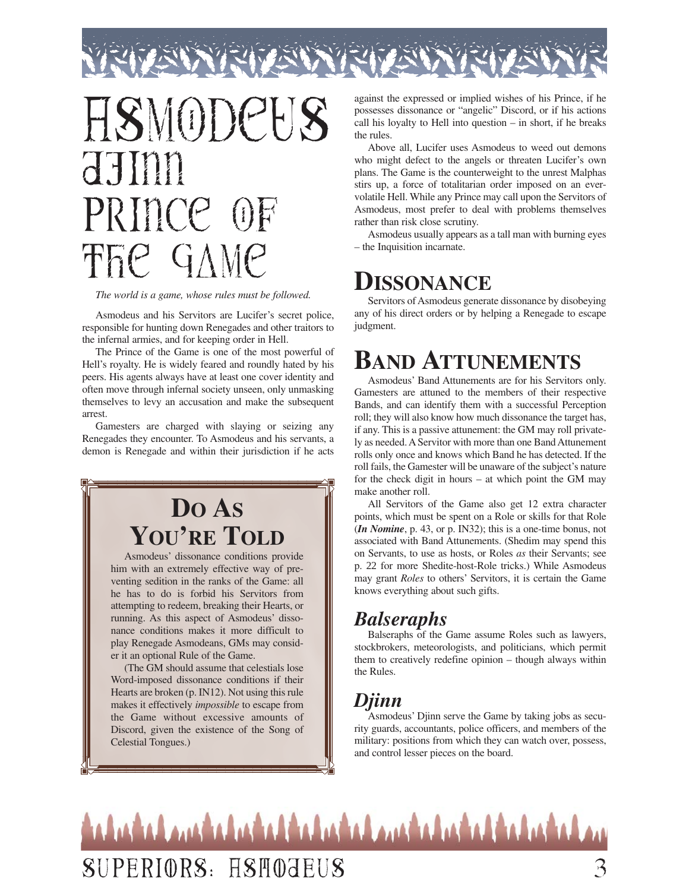# Asmodeus Djinn Prince of the Game

*The world is a game, whose rules must be followed.*

Asmodeus and his Servitors are Lucifer's secret police, responsible for hunting down Renegades and other traitors to the infernal armies, and for keeping order in Hell.

The Prince of the Game is one of the most powerful of Hell's royalty. He is widely feared and roundly hated by his peers. His agents always have at least one cover identity and often move through infernal society unseen, only unmasking themselves to levy an accusation and make the subsequent arrest.

Gamesters are charged with slaying or seizing any Renegades they encounter. To Asmodeus and his servants, a demon is Renegade and within their jurisdiction if he acts against the expressed or implied wishes of his Prince, if he possesses dissonance or "angelic" Discord, or if his actions call his loyalty to Hell into question – in short, if he breaks the rules.

Above all, Lucifer uses Asmodeus to weed out demons who might defect to the angels or threaten Lucifer's own plans. The Game is the counterweight to the unrest Malphas stirs up, a force of totalitarian order imposed on an ever-volatile Hell. While any Prince may call upon the Servitors of Asmodeus, most prefer to deal with problems themselves rather than risk close scrutiny.

Asmodeus usually appears as a tall man with burning eyes – the Inquisition incarnate.

> ## Do As You're Told
>
> Asmodeus' dissonance conditions provide him with an extremely effective way of preventing sedition in the ranks of the Game: all he has to do is forbid his Servitors from attempting to redeem, breaking their Hearts, or running. As this aspect of Asmodeus' dissonance conditions makes it more difficult to play Renegade Asmodeans, GMs may consider it an optional Rule of the Game.
>
> (The GM should assume that celestials lose Word-imposed dissonance conditions if their Hearts are broken (p. IN12). Not using this rule makes it effectively *impossible* to escape from the Game without excessive amounts of Discord, given the existence of the Song of Celestial Tongues.)

## Dissonance

Servitors of Asmodeus generate dissonance by disobeying any of his direct orders or by helping a Renegade to escape judgment.

## Band Attunements

Asmodeus' Band Attunements are for his Servitors only. Gamesters are attuned to the members of their respective Bands, and can identify them with a successful Perception roll; they will also know how much dissonance the target has, if any. This is a passive attunement: the GM may roll privately as needed. A Servitor with more than one Band Attunement rolls only once and knows which Band he has detected. If the roll fails, the Gamester will be unaware of the subject's nature for the check digit in hours – at which point the GM may make another roll.

All Servitors of the Game also get 12 extra character points, which must be spent on a Role or skills for that Role (***In Nomine***, p. 43, or p. IN32); this is a one-time bonus, not associated with Band Attunements. (Shedim may spend this on Servants, to use as hosts, or Roles *as* their Servants; see p. 22 for more Shedite-host-Role tricks.) While Asmodeus may grant *Roles* to others' Servitors, it is certain the Game knows everything about such gifts.

### *Balseraphs*

Balseraphs of the Game assume Roles such as lawyers, stockbrokers, meteorologists, and politicians, which permit them to creatively redefine opinion – though always within the Rules.

### *Djinn*

Asmodeus' Djinn serve the Game by taking jobs as security guards, accountants, police officers, and members of the military: positions from which they can watch over, possess, and control lesser pieces on the board.